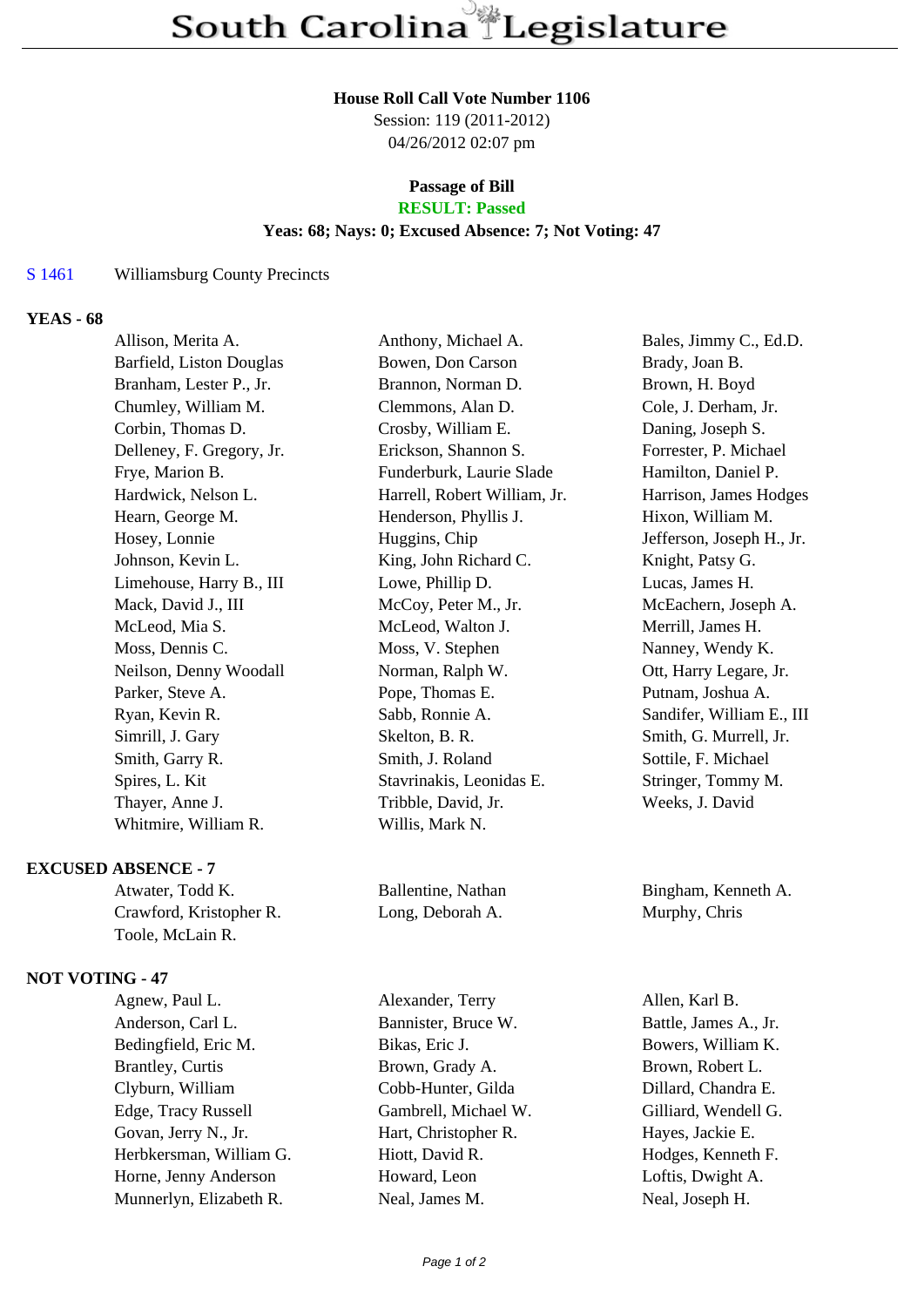# South Carolina Legislature

**House Roll Call Vote Number 1106**
Session: 119 (2011-2012)
04/26/2012 02:07 pm

**Passage of Bill**
**RESULT: Passed**
**Yeas: 68; Nays: 0; Excused Absence: 7; Not Voting: 47**

S 1461 Williamsburg County Precincts

**YEAS - 68**

| | | |
|---|---|---|
| Allison, Merita A. | Anthony, Michael A. | Bales, Jimmy C., Ed.D. |
| Barfield, Liston Douglas | Bowen, Don Carson | Brady, Joan B. |
| Branham, Lester P., Jr. | Brannon, Norman D. | Brown, H. Boyd |
| Chumley, William M. | Clemmons, Alan D. | Cole, J. Derham, Jr. |
| Corbin, Thomas D. | Crosby, William E. | Daning, Joseph S. |
| Delleney, F. Gregory, Jr. | Erickson, Shannon S. | Forrester, P. Michael |
| Frye, Marion B. | Funderburk, Laurie Slade | Hamilton, Daniel P. |
| Hardwick, Nelson L. | Harrell, Robert William, Jr. | Harrison, James Hodges |
| Hearn, George M. | Henderson, Phyllis J. | Hixon, William M. |
| Hosey, Lonnie | Huggins, Chip | Jefferson, Joseph H., Jr. |
| Johnson, Kevin L. | King, John Richard C. | Knight, Patsy G. |
| Limehouse, Harry B., III | Lowe, Phillip D. | Lucas, James H. |
| Mack, David J., III | McCoy, Peter M., Jr. | McEachern, Joseph A. |
| McLeod, Mia S. | McLeod, Walton J. | Merrill, James H. |
| Moss, Dennis C. | Moss, V. Stephen | Nanney, Wendy K. |
| Neilson, Denny Woodall | Norman, Ralph W. | Ott, Harry Legare, Jr. |
| Parker, Steve A. | Pope, Thomas E. | Putnam, Joshua A. |
| Ryan, Kevin R. | Sabb, Ronnie A. | Sandifer, William E., III |
| Simrill, J. Gary | Skelton, B. R. | Smith, G. Murrell, Jr. |
| Smith, Garry R. | Smith, J. Roland | Sottile, F. Michael |
| Spires, L. Kit | Stavrinakis, Leonidas E. | Stringer, Tommy M. |
| Thayer, Anne J. | Tribble, David, Jr. | Weeks, J. David |
| Whitmire, William R. | Willis, Mark N. | |

**EXCUSED ABSENCE - 7**

| | | |
|---|---|---|
| Atwater, Todd K. | Ballentine, Nathan | Bingham, Kenneth A. |
| Crawford, Kristopher R. | Long, Deborah A. | Murphy, Chris |
| Toole, McLain R. | | |

**NOT VOTING - 47**

| | | |
|---|---|---|
| Agnew, Paul L. | Alexander, Terry | Allen, Karl B. |
| Anderson, Carl L. | Bannister, Bruce W. | Battle, James A., Jr. |
| Bedingfield, Eric M. | Bikas, Eric J. | Bowers, William K. |
| Brantley, Curtis | Brown, Grady A. | Brown, Robert L. |
| Clyburn, William | Cobb-Hunter, Gilda | Dillard, Chandra E. |
| Edge, Tracy Russell | Gambrell, Michael W. | Gilliard, Wendell G. |
| Govan, Jerry N., Jr. | Hart, Christopher R. | Hayes, Jackie E. |
| Herbkersman, William G. | Hiott, David R. | Hodges, Kenneth F. |
| Horne, Jenny Anderson | Howard, Leon | Loftis, Dwight A. |
| Munnerlyn, Elizabeth R. | Neal, James M. | Neal, Joseph H. |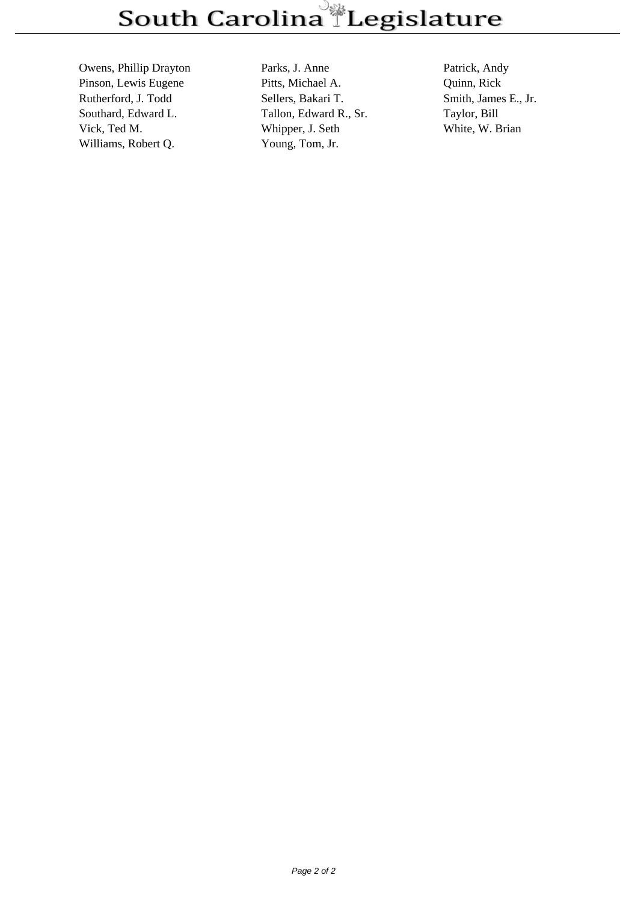Owens, Phillip Drayton
Parks, J. Anne
Patrick, Andy
Pinson, Lewis Eugene
Pitts, Michael A.
Quinn, Rick
Rutherford, J. Todd
Sellers, Bakari T.
Smith, James E., Jr.
Southard, Edward L.
Tallon, Edward R., Sr.
Taylor, Bill
Vick, Ted M.
Whipper, J. Seth
White, W. Brian
Williams, Robert Q.
Young, Tom, Jr.